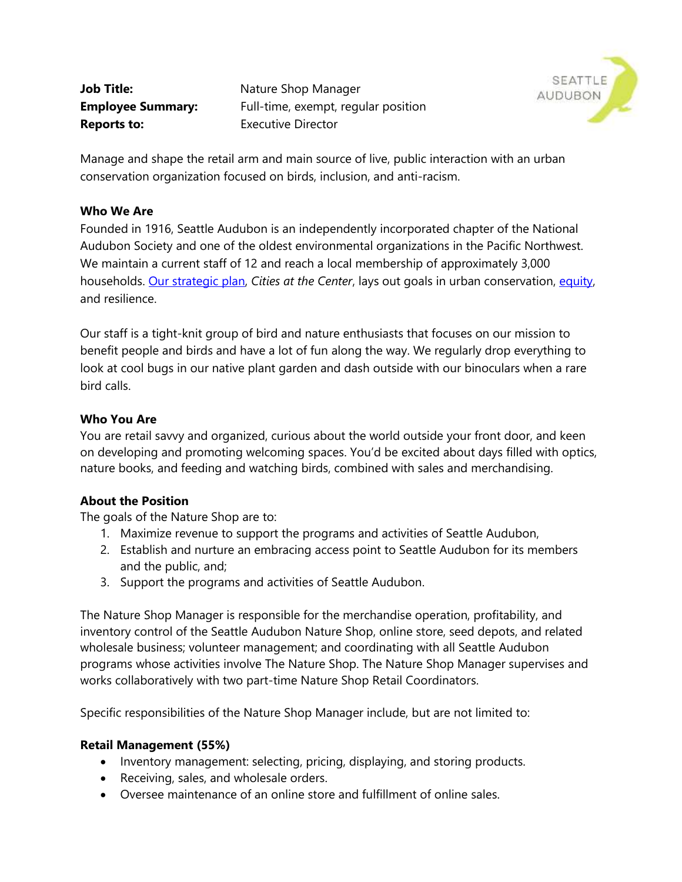**Job Title:** Nature Shop Manager
**Employee Summary:** Full-time, exempt, regular position
**Reports to:** Executive Director

Manage and shape the retail arm and main source of live, public interaction with an urban conservation organization focused on birds, inclusion, and anti-racism.

**Who We Are**

Founded in 1916, Seattle Audubon is an independently incorporated chapter of the National Audubon Society and one of the oldest environmental organizations in the Pacific Northwest. We maintain a current staff of 12 and reach a local membership of approximately 3,000 households. Our strategic plan, *Cities at the Center*, lays out goals in urban conservation, equity, and resilience.

Our staff is a tight-knit group of bird and nature enthusiasts that focuses on our mission to benefit people and birds and have a lot of fun along the way. We regularly drop everything to look at cool bugs in our native plant garden and dash outside with our binoculars when a rare bird calls.

**Who You Are**

You are retail savvy and organized, curious about the world outside your front door, and keen on developing and promoting welcoming spaces. You'd be excited about days filled with optics, nature books, and feeding and watching birds, combined with sales and merchandising.

**About the Position**

The goals of the Nature Shop are to:

1. Maximize revenue to support the programs and activities of Seattle Audubon,
2. Establish and nurture an embracing access point to Seattle Audubon for its members and the public, and;
3. Support the programs and activities of Seattle Audubon.

The Nature Shop Manager is responsible for the merchandise operation, profitability, and inventory control of the Seattle Audubon Nature Shop, online store, seed depots, and related wholesale business; volunteer management; and coordinating with all Seattle Audubon programs whose activities involve The Nature Shop. The Nature Shop Manager supervises and works collaboratively with two part-time Nature Shop Retail Coordinators.

Specific responsibilities of the Nature Shop Manager include, but are not limited to:

**Retail Management (55%)**

- Inventory management: selecting, pricing, displaying, and storing products.
- Receiving, sales, and wholesale orders.
- Oversee maintenance of an online store and fulfillment of online sales.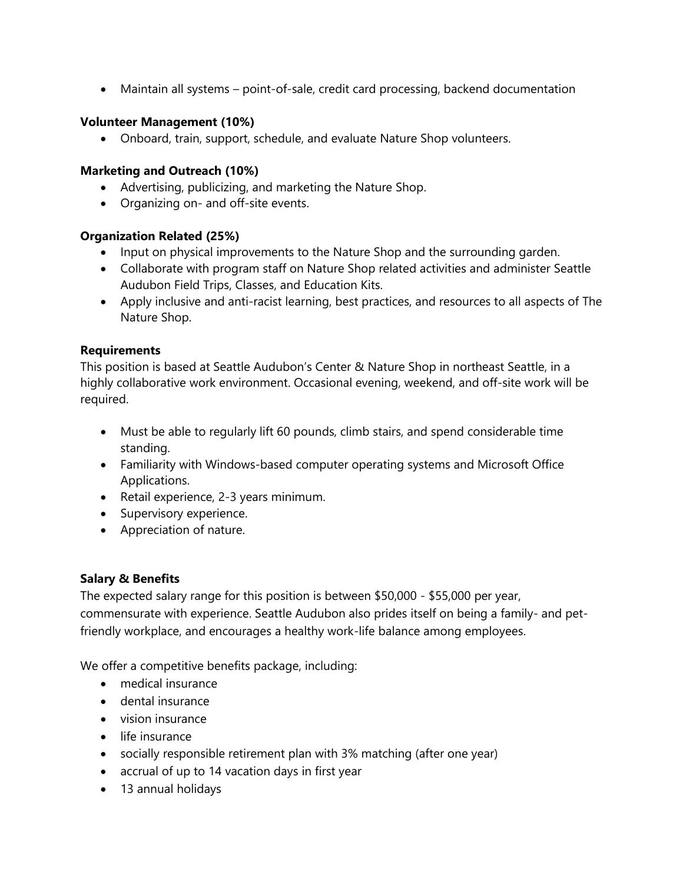- Maintain all systems – point-of-sale, credit card processing, backend documentation

**Volunteer Management (10%)**

- Onboard, train, support, schedule, and evaluate Nature Shop volunteers.

**Marketing and Outreach (10%)**

- Advertising, publicizing, and marketing the Nature Shop.
- Organizing on- and off-site events.

**Organization Related (25%)**

- Input on physical improvements to the Nature Shop and the surrounding garden.
- Collaborate with program staff on Nature Shop related activities and administer Seattle Audubon Field Trips, Classes, and Education Kits.
- Apply inclusive and anti-racist learning, best practices, and resources to all aspects of The Nature Shop.

**Requirements**

This position is based at Seattle Audubon's Center & Nature Shop in northeast Seattle, in a highly collaborative work environment. Occasional evening, weekend, and off-site work will be required.

- Must be able to regularly lift 60 pounds, climb stairs, and spend considerable time standing.
- Familiarity with Windows-based computer operating systems and Microsoft Office Applications.
- Retail experience, 2-3 years minimum.
- Supervisory experience.
- Appreciation of nature.

**Salary & Benefits**

The expected salary range for this position is between $50,000 - $55,000 per year, commensurate with experience. Seattle Audubon also prides itself on being a family- and pet-friendly workplace, and encourages a healthy work-life balance among employees.

We offer a competitive benefits package, including:

- medical insurance
- dental insurance
- vision insurance
- life insurance
- socially responsible retirement plan with 3% matching (after one year)
- accrual of up to 14 vacation days in first year
- 13 annual holidays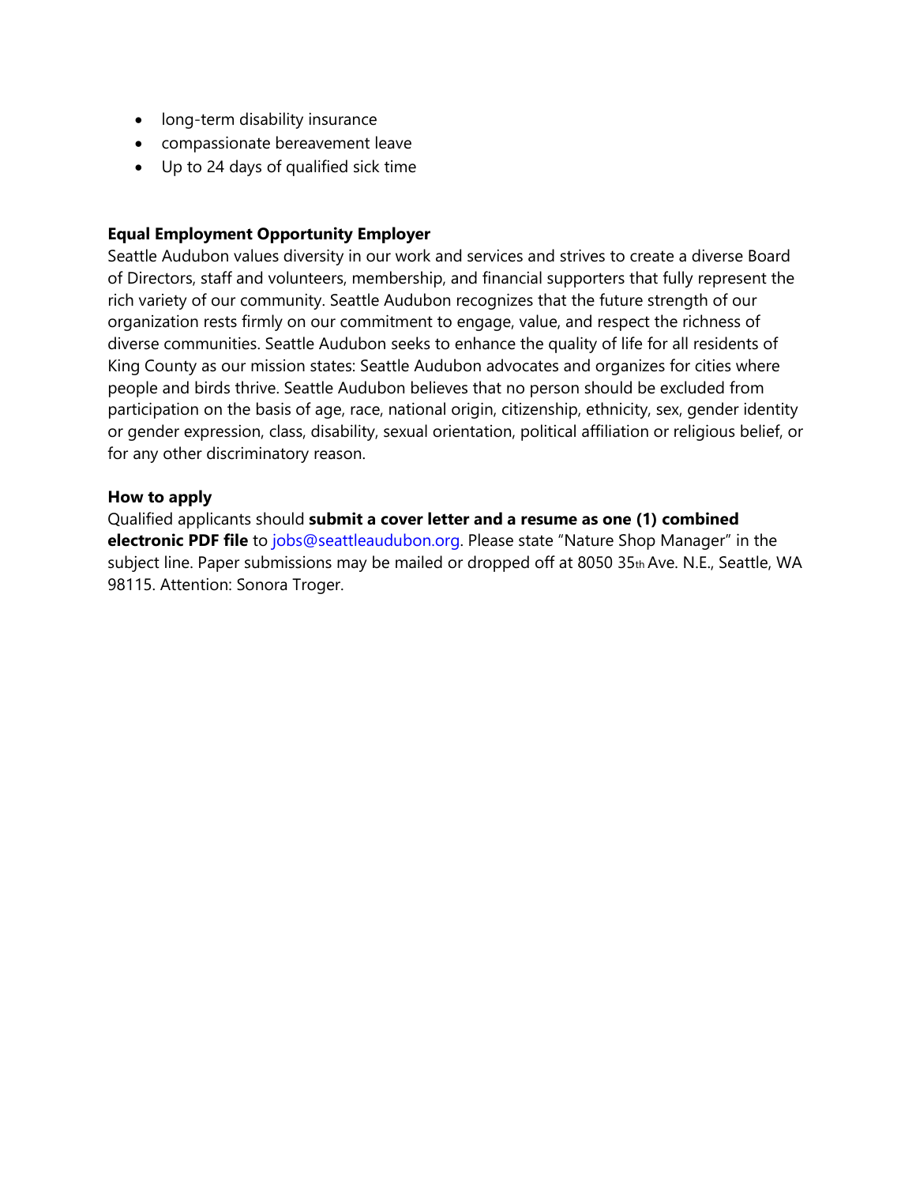- long-term disability insurance
- compassionate bereavement leave
- Up to 24 days of qualified sick time

**Equal Employment Opportunity Employer**

Seattle Audubon values diversity in our work and services and strives to create a diverse Board of Directors, staff and volunteers, membership, and financial supporters that fully represent the rich variety of our community. Seattle Audubon recognizes that the future strength of our organization rests firmly on our commitment to engage, value, and respect the richness of diverse communities. Seattle Audubon seeks to enhance the quality of life for all residents of King County as our mission states: Seattle Audubon advocates and organizes for cities where people and birds thrive. Seattle Audubon believes that no person should be excluded from participation on the basis of age, race, national origin, citizenship, ethnicity, sex, gender identity or gender expression, class, disability, sexual orientation, political affiliation or religious belief, or for any other discriminatory reason.

**How to apply**

Qualified applicants should **submit a cover letter and a resume as one (1) combined electronic PDF file** to jobs@seattleaudubon.org. Please state "Nature Shop Manager" in the subject line. Paper submissions may be mailed or dropped off at 8050 35th Ave. N.E., Seattle, WA 98115. Attention: Sonora Troger.